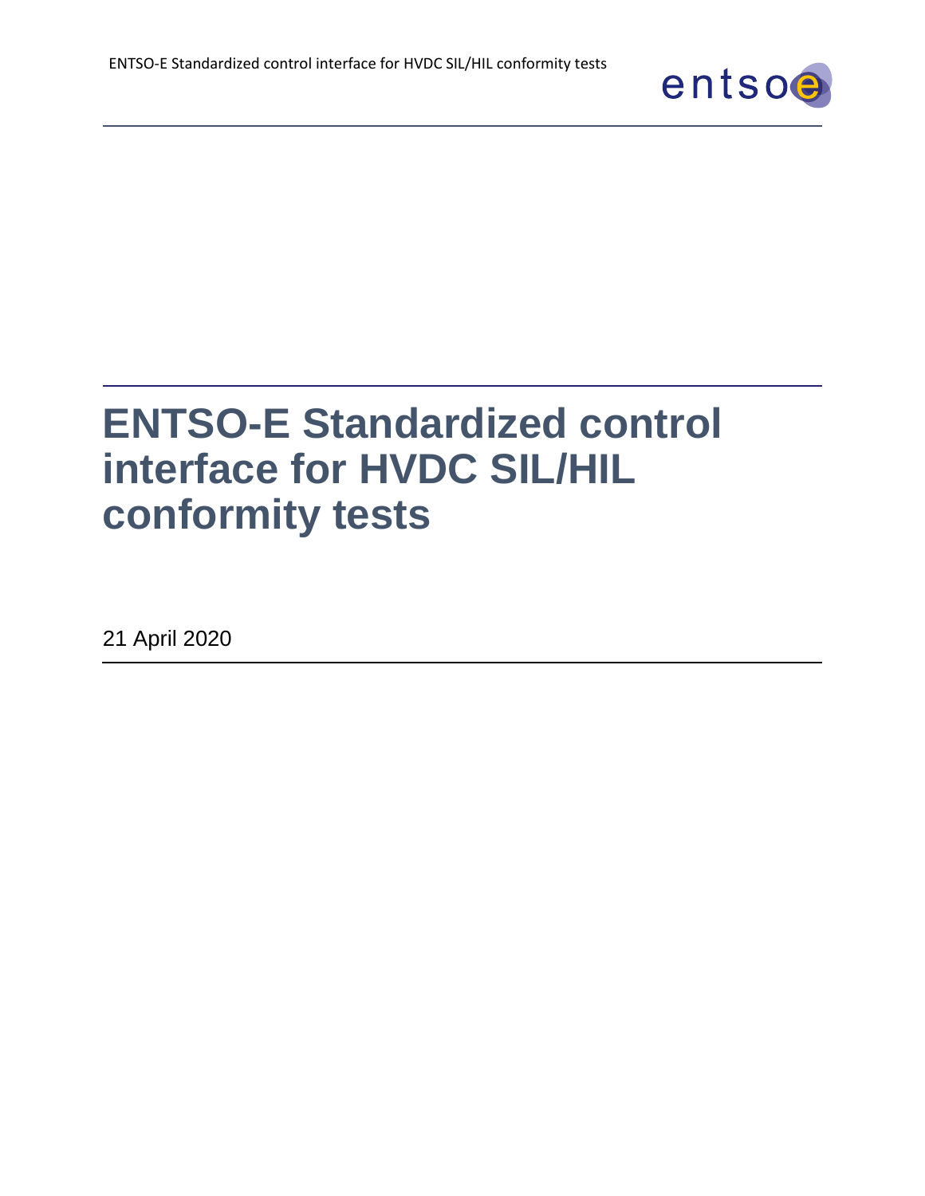# ENTSO-E Standardized control interface for HVDC SIL/HIL conformity tests

21 April 2020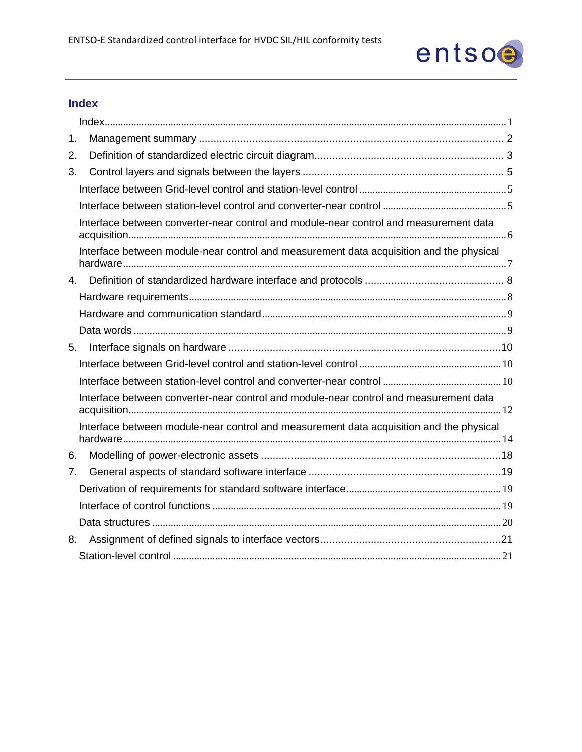## Index

Index ........ 1

1. Management summary ........ 2
2. Definition of standardized electric circuit diagram ........ 3
3. Control layers and signals between the layers ........ 5
   - Interface between Grid-level control and station-level control ........ 5
   - Interface between station-level control and converter-near control ........ 5
   - Interface between converter-near control and module-near control and measurement data acquisition ........ 6
   - Interface between module-near control and measurement data acquisition and the physical hardware ........ 7
4. Definition of standardized hardware interface and protocols ........ 8
   - Hardware requirements ........ 8
   - Hardware and communication standard ........ 9
   - Data words ........ 9
5. Interface signals on hardware ........ 10
   - Interface between Grid-level control and station-level control ........ 10
   - Interface between station-level control and converter-near control ........ 10
   - Interface between converter-near control and module-near control and measurement data acquisition ........ 12
   - Interface between module-near control and measurement data acquisition and the physical hardware ........ 14
6. Modelling of power-electronic assets ........ 18
7. General aspects of standard software interface ........ 19
   - Derivation of requirements for standard software interface ........ 19
   - Interface of control functions ........ 19
   - Data structures ........ 20
8. Assignment of defined signals to interface vectors ........ 21
   - Station-level control ........ 21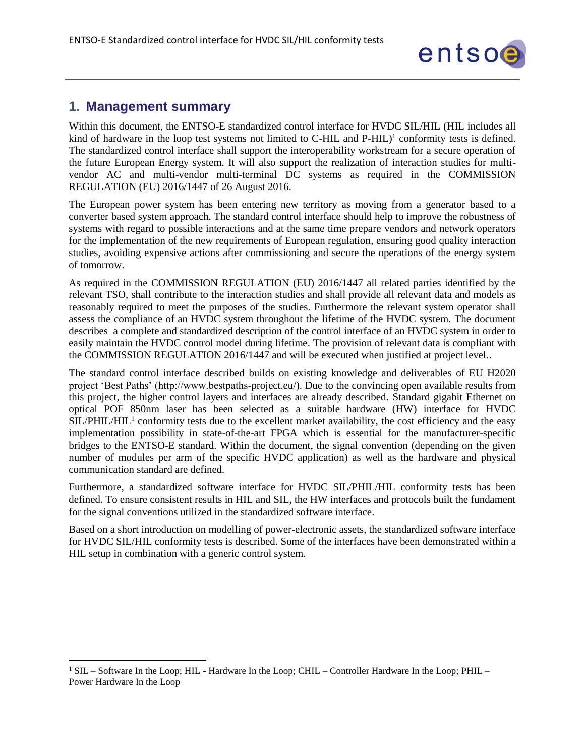## 1. Management summary

Within this document, the ENTSO-E standardized control interface for HVDC SIL/HIL (HIL includes all kind of hardware in the loop test systems not limited to C-HIL and P-HIL)[1] conformity tests is defined. The standardized control interface shall support the interoperability workstream for a secure operation of the future European Energy system. It will also support the realization of interaction studies for multi-vendor AC and multi-vendor multi-terminal DC systems as required in the COMMISSION REGULATION (EU) 2016/1447 of 26 August 2016.

The European power system has been entering new territory as moving from a generator based to a converter based system approach. The standard control interface should help to improve the robustness of systems with regard to possible interactions and at the same time prepare vendors and network operators for the implementation of the new requirements of European regulation, ensuring good quality interaction studies, avoiding expensive actions after commissioning and secure the operations of the energy system of tomorrow.

As required in the COMMISSION REGULATION (EU) 2016/1447 all related parties identified by the relevant TSO, shall contribute to the interaction studies and shall provide all relevant data and models as reasonably required to meet the purposes of the studies. Furthermore the relevant system operator shall assess the compliance of an HVDC system throughout the lifetime of the HVDC system. The document describes a complete and standardized description of the control interface of an HVDC system in order to easily maintain the HVDC control model during lifetime. The provision of relevant data is compliant with the COMMISSION REGULATION 2016/1447 and will be executed when justified at project level..

The standard control interface described builds on existing knowledge and deliverables of EU H2020 project 'Best Paths' (http://www.bestpaths-project.eu/). Due to the convincing open available results from this project, the higher control layers and interfaces are already described. Standard gigabit Ethernet on optical POF 850nm laser has been selected as a suitable hardware (HW) interface for HVDC SIL/PHIL/HIL[1] conformity tests due to the excellent market availability, the cost efficiency and the easy implementation possibility in state-of-the-art FPGA which is essential for the manufacturer-specific bridges to the ENTSO-E standard. Within the document, the signal convention (depending on the given number of modules per arm of the specific HVDC application) as well as the hardware and physical communication standard are defined.

Furthermore, a standardized software interface for HVDC SIL/PHIL/HIL conformity tests has been defined. To ensure consistent results in HIL and SIL, the HW interfaces and protocols built the fundament for the signal conventions utilized in the standardized software interface.

Based on a short introduction on modelling of power-electronic assets, the standardized software interface for HVDC SIL/HIL conformity tests is described. Some of the interfaces have been demonstrated within a HIL setup in combination with a generic control system.

---

[1] SIL – Software In the Loop; HIL - Hardware In the Loop; CHIL – Controller Hardware In the Loop; PHIL – Power Hardware In the Loop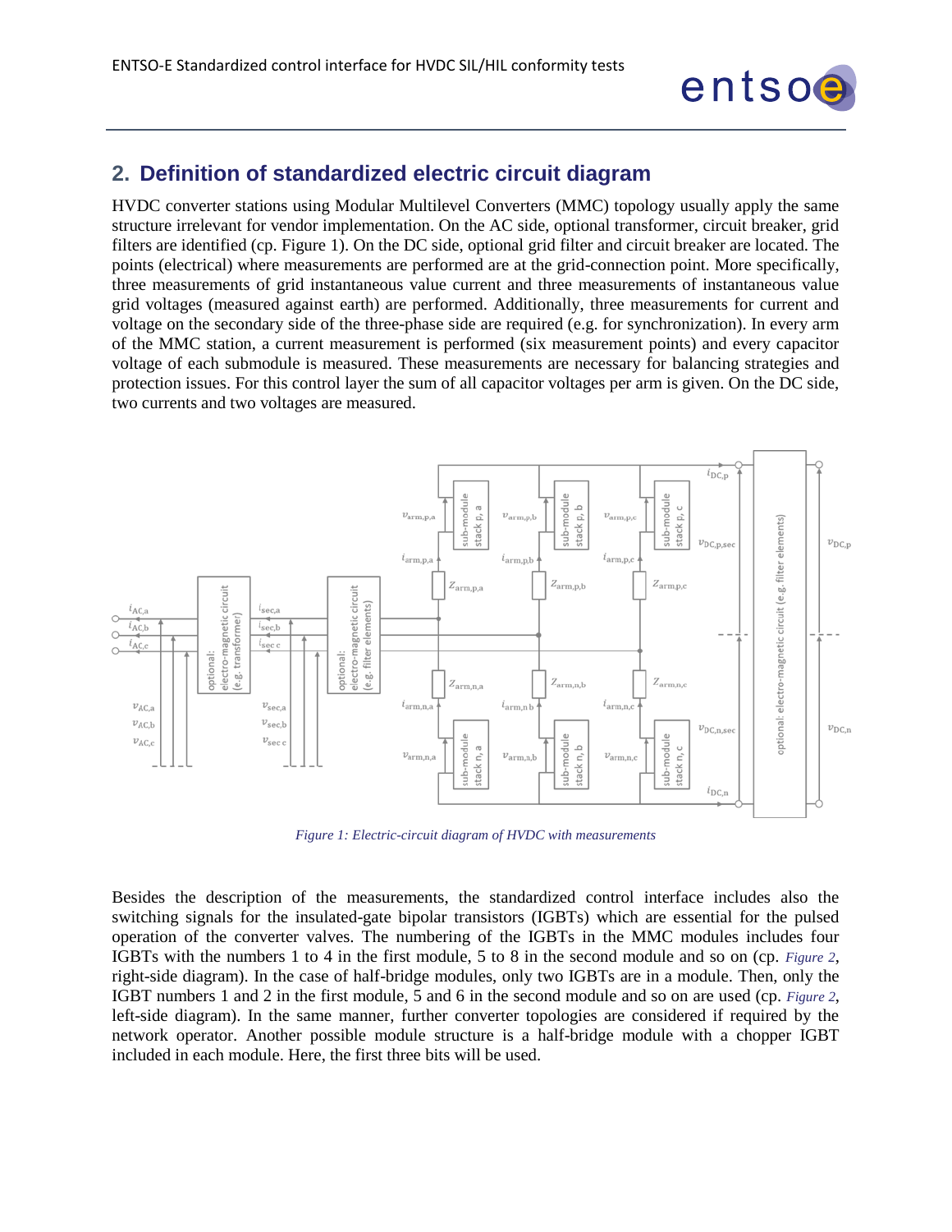## 2. Definition of standardized electric circuit diagram

HVDC converter stations using Modular Multilevel Converters (MMC) topology usually apply the same structure irrelevant for vendor implementation. On the AC side, optional transformer, circuit breaker, grid filters are identified (cp. Figure 1). On the DC side, optional grid filter and circuit breaker are located. The points (electrical) where measurements are performed are at the grid-connection point. More specifically, three measurements of grid instantaneous value current and three measurements of instantaneous value grid voltages (measured against earth) are performed. Additionally, three measurements for current and voltage on the secondary side of the three-phase side are required (e.g. for synchronization). In every arm of the MMC station, a current measurement is performed (six measurement points) and every capacitor voltage of each submodule is measured. These measurements are necessary for balancing strategies and protection issues. For this control layer the sum of all capacitor voltages per arm is given. On the DC side, two currents and two voltages are measured.

*Figure 1: Electric-circuit diagram of HVDC with measurements*

Besides the description of the measurements, the standardized control interface includes also the switching signals for the insulated-gate bipolar transistors (IGBTs) which are essential for the pulsed operation of the converter valves. The numbering of the IGBTs in the MMC modules includes four IGBTs with the numbers 1 to 4 in the first module, 5 to 8 in the second module and so on (cp. *Figure 2*, right-side diagram). In the case of half-bridge modules, only two IGBTs are in a module. Then, only the IGBT numbers 1 and 2 in the first module, 5 and 6 in the second module and so on are used (cp. *Figure 2*, left-side diagram). In the same manner, further converter topologies are considered if required by the network operator. Another possible module structure is a half-bridge module with a chopper IGBT included in each module. Here, the first three bits will be used.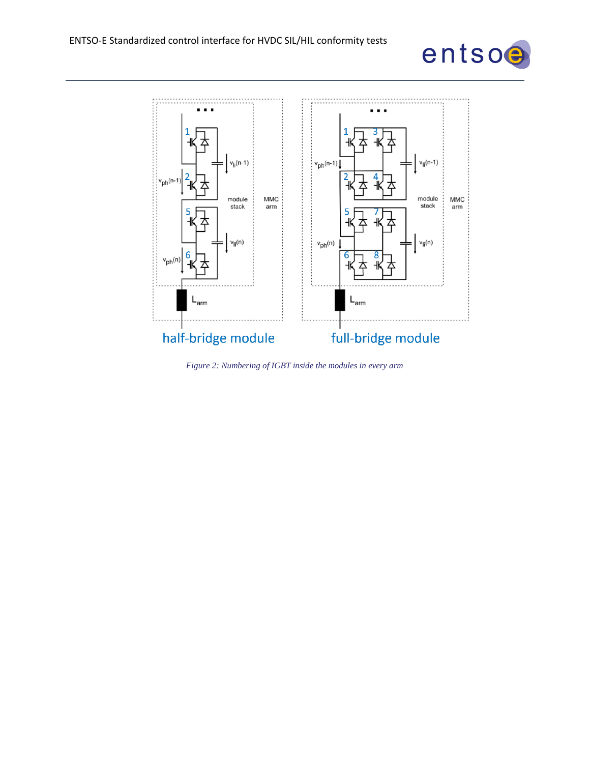*Figure 2: Numbering of IGBT inside the modules in every arm*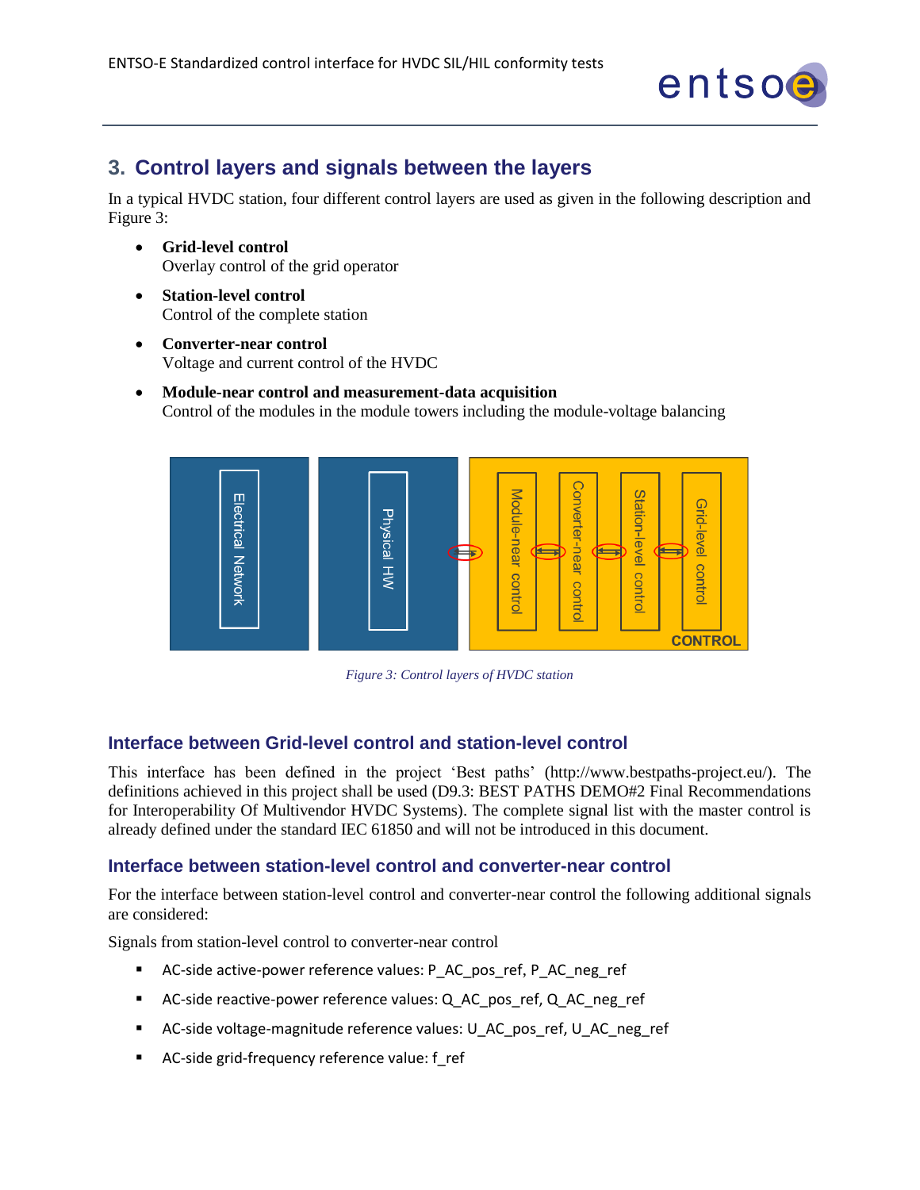## 3. Control layers and signals between the layers

In a typical HVDC station, four different control layers are used as given in the following description and Figure 3:

- **Grid-level control**
  Overlay control of the grid operator
- **Station-level control**
  Control of the complete station
- **Converter-near control**
  Voltage and current control of the HVDC
- **Module-near control and measurement-data acquisition**
  Control of the modules in the module towers including the module-voltage balancing

*Figure 3: Control layers of HVDC station*

### Interface between Grid-level control and station-level control

This interface has been defined in the project 'Best paths' (http://www.bestpaths-project.eu/). The definitions achieved in this project shall be used (D9.3: BEST PATHS DEMO#2 Final Recommendations for Interoperability Of Multivendor HVDC Systems). The complete signal list with the master control is already defined under the standard IEC 61850 and will not be introduced in this document.

### Interface between station-level control and converter-near control

For the interface between station-level control and converter-near control the following additional signals are considered:

Signals from station-level control to converter-near control

- AC-side active-power reference values: P_AC_pos_ref, P_AC_neg_ref
- AC-side reactive-power reference values: Q_AC_pos_ref, Q_AC_neg_ref
- AC-side voltage-magnitude reference values: U_AC_pos_ref, U_AC_neg_ref
- AC-side grid-frequency reference value: f_ref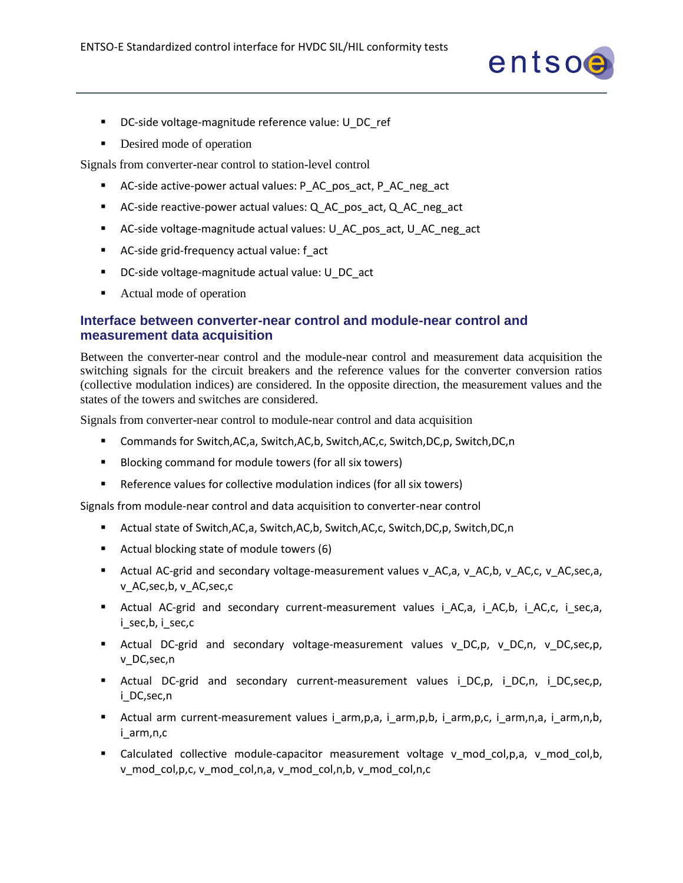- DC-side voltage-magnitude reference value: U_DC_ref
- Desired mode of operation

Signals from converter-near control to station-level control

- AC-side active-power actual values: P_AC_pos_act, P_AC_neg_act
- AC-side reactive-power actual values: Q_AC_pos_act, Q_AC_neg_act
- AC-side voltage-magnitude actual values: U_AC_pos_act, U_AC_neg_act
- AC-side grid-frequency actual value: f_act
- DC-side voltage-magnitude actual value: U_DC_act
- Actual mode of operation

### Interface between converter-near control and module-near control and measurement data acquisition

Between the converter-near control and the module-near control and measurement data acquisition the switching signals for the circuit breakers and the reference values for the converter conversion ratios (collective modulation indices) are considered. In the opposite direction, the measurement values and the states of the towers and switches are considered.

Signals from converter-near control to module-near control and data acquisition

- Commands for Switch,AC,a, Switch,AC,b, Switch,AC,c, Switch,DC,p, Switch,DC,n
- Blocking command for module towers (for all six towers)
- Reference values for collective modulation indices (for all six towers)

Signals from module-near control and data acquisition to converter-near control

- Actual state of Switch,AC,a, Switch,AC,b, Switch,AC,c, Switch,DC,p, Switch,DC,n
- Actual blocking state of module towers (6)
- Actual AC-grid and secondary voltage-measurement values v_AC,a, v_AC,b, v_AC,c, v_AC,sec,a, v_AC,sec,b, v_AC,sec,c
- Actual AC-grid and secondary current-measurement values i_AC,a, i_AC,b, i_AC,c, i_sec,a, i_sec,b, i_sec,c
- Actual DC-grid and secondary voltage-measurement values v_DC,p, v_DC,n, v_DC,sec,p, v_DC,sec,n
- Actual DC-grid and secondary current-measurement values i_DC,p, i_DC,n, i_DC,sec,p, i_DC,sec,n
- Actual arm current-measurement values i_arm,p,a, i_arm,p,b, i_arm,p,c, i_arm,n,a, i_arm,n,b, i_arm,n,c
- Calculated collective module-capacitor measurement voltage v_mod_col,p,a, v_mod_col,b, v_mod_col,p,c, v_mod_col,n,a, v_mod_col,n,b, v_mod_col,n,c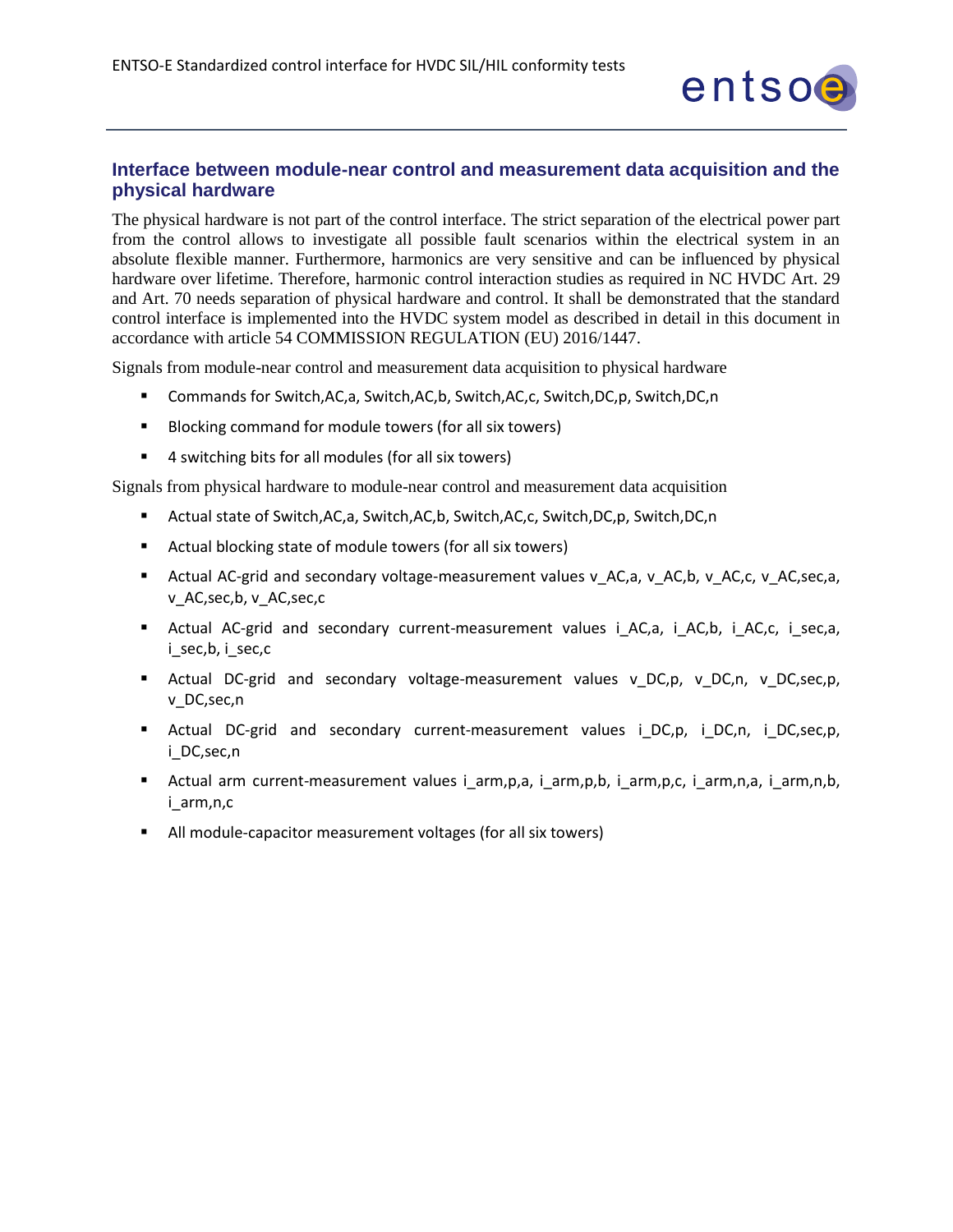## Interface between module-near control and measurement data acquisition and the physical hardware

The physical hardware is not part of the control interface. The strict separation of the electrical power part from the control allows to investigate all possible fault scenarios within the electrical system in an absolute flexible manner. Furthermore, harmonics are very sensitive and can be influenced by physical hardware over lifetime. Therefore, harmonic control interaction studies as required in NC HVDC Art. 29 and Art. 70 needs separation of physical hardware and control. It shall be demonstrated that the standard control interface is implemented into the HVDC system model as described in detail in this document in accordance with article 54 COMMISSION REGULATION (EU) 2016/1447.

Signals from module-near control and measurement data acquisition to physical hardware

- Commands for Switch,AC,a, Switch,AC,b, Switch,AC,c, Switch,DC,p, Switch,DC,n
- Blocking command for module towers (for all six towers)
- 4 switching bits for all modules (for all six towers)

Signals from physical hardware to module-near control and measurement data acquisition

- Actual state of Switch,AC,a, Switch,AC,b, Switch,AC,c, Switch,DC,p, Switch,DC,n
- Actual blocking state of module towers (for all six towers)
- Actual AC-grid and secondary voltage-measurement values v_AC,a, v_AC,b, v_AC,c, v_AC,sec,a, v_AC,sec,b, v_AC,sec,c
- Actual AC-grid and secondary current-measurement values i_AC,a, i_AC,b, i_AC,c, i_sec,a, i_sec,b, i_sec,c
- Actual DC-grid and secondary voltage-measurement values v_DC,p, v_DC,n, v_DC,sec,p, v_DC,sec,n
- Actual DC-grid and secondary current-measurement values i_DC,p, i_DC,n, i_DC,sec,p, i_DC,sec,n
- Actual arm current-measurement values i_arm,p,a, i_arm,p,b, i_arm,p,c, i_arm,n,a, i_arm,n,b, i_arm,n,c
- All module-capacitor measurement voltages (for all six towers)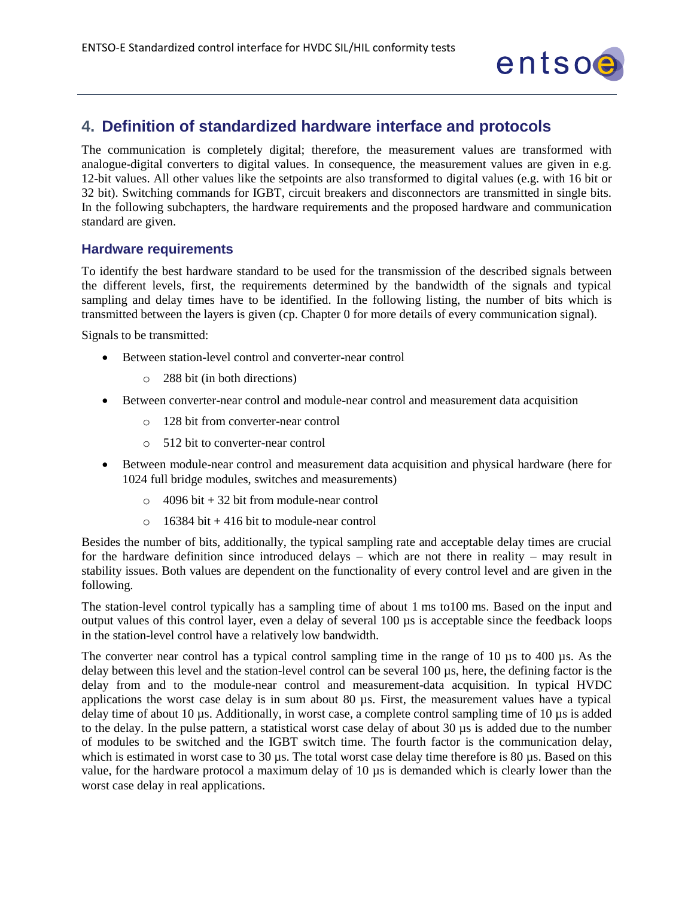# 4. Definition of standardized hardware interface and protocols

The communication is completely digital; therefore, the measurement values are transformed with analogue-digital converters to digital values. In consequence, the measurement values are given in e.g. 12-bit values. All other values like the setpoints are also transformed to digital values (e.g. with 16 bit or 32 bit). Switching commands for IGBT, circuit breakers and disconnectors are transmitted in single bits. In the following subchapters, the hardware requirements and the proposed hardware and communication standard are given.

## Hardware requirements

To identify the best hardware standard to be used for the transmission of the described signals between the different levels, first, the requirements determined by the bandwidth of the signals and typical sampling and delay times have to be identified. In the following listing, the number of bits which is transmitted between the layers is given (cp. Chapter 0 for more details of every communication signal).

Signals to be transmitted:

- Between station-level control and converter-near control
  - 288 bit (in both directions)
- Between converter-near control and module-near control and measurement data acquisition
  - 128 bit from converter-near control
  - 512 bit to converter-near control
- Between module-near control and measurement data acquisition and physical hardware (here for 1024 full bridge modules, switches and measurements)
  - 4096 bit + 32 bit from module-near control
  - 16384 bit + 416 bit to module-near control

Besides the number of bits, additionally, the typical sampling rate and acceptable delay times are crucial for the hardware definition since introduced delays – which are not there in reality – may result in stability issues. Both values are dependent on the functionality of every control level and are given in the following.

The station-level control typically has a sampling time of about 1 ms to100 ms. Based on the input and output values of this control layer, even a delay of several 100 µs is acceptable since the feedback loops in the station-level control have a relatively low bandwidth.

The converter near control has a typical control sampling time in the range of 10 µs to 400 µs. As the delay between this level and the station-level control can be several 100 µs, here, the defining factor is the delay from and to the module-near control and measurement-data acquisition. In typical HVDC applications the worst case delay is in sum about 80 µs. First, the measurement values have a typical delay time of about 10 µs. Additionally, in worst case, a complete control sampling time of 10 µs is added to the delay. In the pulse pattern, a statistical worst case delay of about 30 µs is added due to the number of modules to be switched and the IGBT switch time. The fourth factor is the communication delay, which is estimated in worst case to 30 µs. The total worst case delay time therefore is 80 µs. Based on this value, for the hardware protocol a maximum delay of 10 µs is demanded which is clearly lower than the worst case delay in real applications.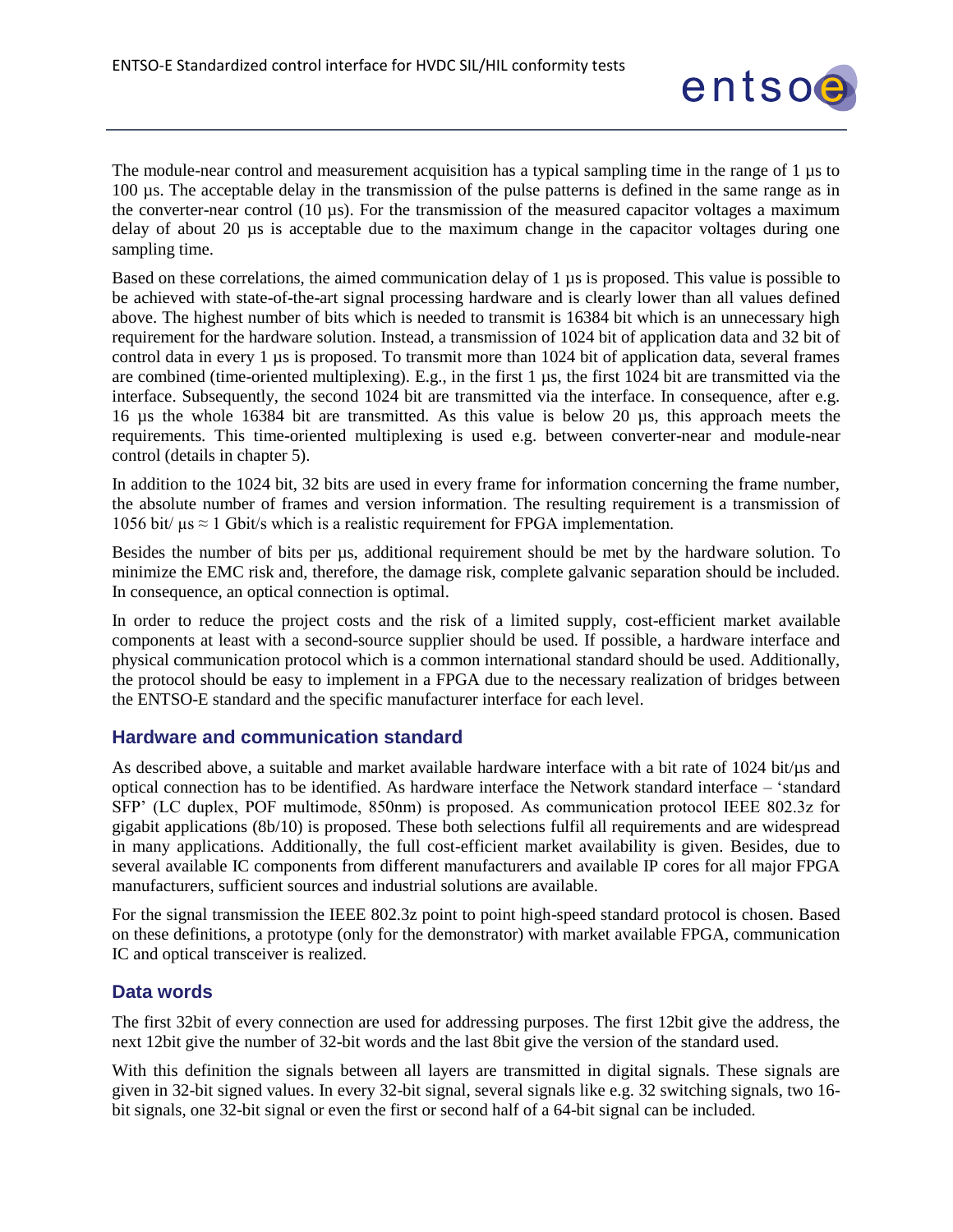The module-near control and measurement acquisition has a typical sampling time in the range of 1 µs to 100 µs. The acceptable delay in the transmission of the pulse patterns is defined in the same range as in the converter-near control (10 µs). For the transmission of the measured capacitor voltages a maximum delay of about 20 µs is acceptable due to the maximum change in the capacitor voltages during one sampling time.

Based on these correlations, the aimed communication delay of 1 µs is proposed. This value is possible to be achieved with state-of-the-art signal processing hardware and is clearly lower than all values defined above. The highest number of bits which is needed to transmit is 16384 bit which is an unnecessary high requirement for the hardware solution. Instead, a transmission of 1024 bit of application data and 32 bit of control data in every 1 µs is proposed. To transmit more than 1024 bit of application data, several frames are combined (time-oriented multiplexing). E.g., in the first 1 µs, the first 1024 bit are transmitted via the interface. Subsequently, the second 1024 bit are transmitted via the interface. In consequence, after e.g. 16 µs the whole 16384 bit are transmitted. As this value is below 20 µs, this approach meets the requirements. This time-oriented multiplexing is used e.g. between converter-near and module-near control (details in chapter 5).

In addition to the 1024 bit, 32 bits are used in every frame for information concerning the frame number, the absolute number of frames and version information. The resulting requirement is a transmission of 1056 bit/ µs ≈ 1 Gbit/s which is a realistic requirement for FPGA implementation.

Besides the number of bits per µs, additional requirement should be met by the hardware solution. To minimize the EMC risk and, therefore, the damage risk, complete galvanic separation should be included. In consequence, an optical connection is optimal.

In order to reduce the project costs and the risk of a limited supply, cost-efficient market available components at least with a second-source supplier should be used. If possible, a hardware interface and physical communication protocol which is a common international standard should be used. Additionally, the protocol should be easy to implement in a FPGA due to the necessary realization of bridges between the ENTSO-E standard and the specific manufacturer interface for each level.

### Hardware and communication standard

As described above, a suitable and market available hardware interface with a bit rate of 1024 bit/µs and optical connection has to be identified. As hardware interface the Network standard interface – 'standard SFP' (LC duplex, POF multimode, 850nm) is proposed. As communication protocol IEEE 802.3z for gigabit applications (8b/10) is proposed. These both selections fulfil all requirements and are widespread in many applications. Additionally, the full cost-efficient market availability is given. Besides, due to several available IC components from different manufacturers and available IP cores for all major FPGA manufacturers, sufficient sources and industrial solutions are available.

For the signal transmission the IEEE 802.3z point to point high-speed standard protocol is chosen. Based on these definitions, a prototype (only for the demonstrator) with market available FPGA, communication IC and optical transceiver is realized.

### Data words

The first 32bit of every connection are used for addressing purposes. The first 12bit give the address, the next 12bit give the number of 32-bit words and the last 8bit give the version of the standard used.

With this definition the signals between all layers are transmitted in digital signals. These signals are given in 32-bit signed values. In every 32-bit signal, several signals like e.g. 32 switching signals, two 16-bit signals, one 32-bit signal or even the first or second half of a 64-bit signal can be included.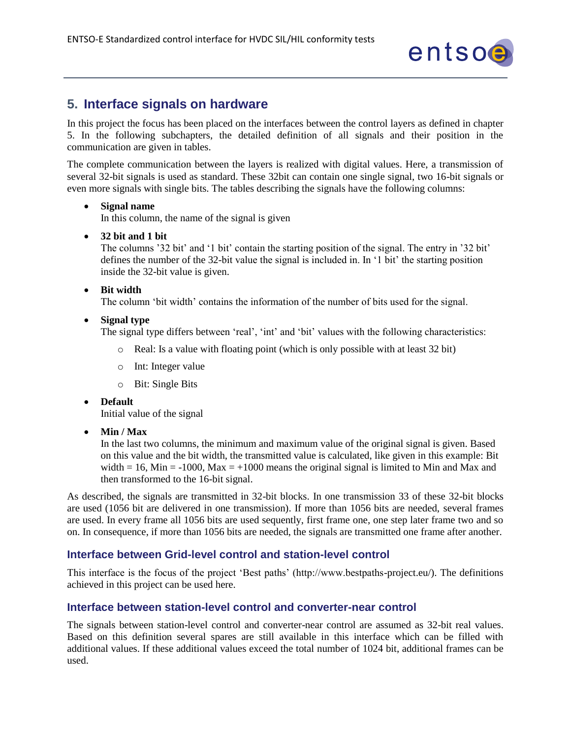# 5. Interface signals on hardware

In this project the focus has been placed on the interfaces between the control layers as defined in chapter 5. In the following subchapters, the detailed definition of all signals and their position in the communication are given in tables.

The complete communication between the layers is realized with digital values. Here, a transmission of several 32-bit signals is used as standard. These 32bit can contain one single signal, two 16-bit signals or even more signals with single bits. The tables describing the signals have the following columns:

- **Signal name**
  In this column, the name of the signal is given
- **32 bit and 1 bit**
  The columns '32 bit' and '1 bit' contain the starting position of the signal. The entry in '32 bit' defines the number of the 32-bit value the signal is included in. In '1 bit' the starting position inside the 32-bit value is given.
- **Bit width**
  The column 'bit width' contains the information of the number of bits used for the signal.
- **Signal type**
  The signal type differs between 'real', 'int' and 'bit' values with the following characteristics:
  - Real: Is a value with floating point (which is only possible with at least 32 bit)
  - Int: Integer value
  - Bit: Single Bits
- **Default**
  Initial value of the signal
- **Min / Max**
  In the last two columns, the minimum and maximum value of the original signal is given. Based on this value and the bit width, the transmitted value is calculated, like given in this example: Bit width = 16, Min = -1000, Max = +1000 means the original signal is limited to Min and Max and then transformed to the 16-bit signal.

As described, the signals are transmitted in 32-bit blocks. In one transmission 33 of these 32-bit blocks are used (1056 bit are delivered in one transmission). If more than 1056 bits are needed, several frames are used. In every frame all 1056 bits are used sequently, first frame one, one step later frame two and so on. In consequence, if more than 1056 bits are needed, the signals are transmitted one frame after another.

## Interface between Grid-level control and station-level control

This interface is the focus of the project 'Best paths' (http://www.bestpaths-project.eu/). The definitions achieved in this project can be used here.

## Interface between station-level control and converter-near control

The signals between station-level control and converter-near control are assumed as 32-bit real values. Based on this definition several spares are still available in this interface which can be filled with additional values. If these additional values exceed the total number of 1024 bit, additional frames can be used.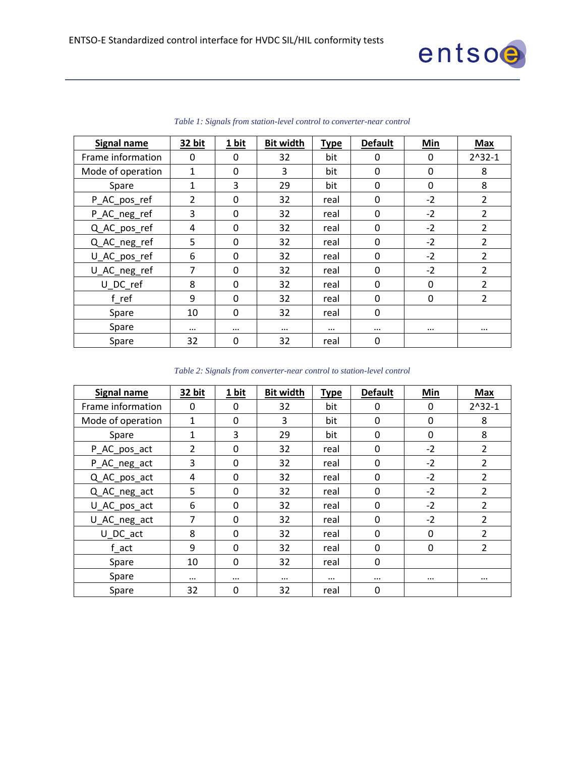*Table 1: Signals from station-level control to converter-near control*

| Signal name | 32 bit | 1 bit | Bit width | Type | Default | Min | Max |
|---|---|---|---|---|---|---|---|
| Frame information | 0 | 0 | 32 | bit | 0 | 0 | 2^32-1 |
| Mode of operation | 1 | 0 | 3 | bit | 0 | 0 | 8 |
| Spare | 1 | 3 | 29 | bit | 0 | 0 | 8 |
| P_AC_pos_ref | 2 | 0 | 32 | real | 0 | -2 | 2 |
| P_AC_neg_ref | 3 | 0 | 32 | real | 0 | -2 | 2 |
| Q_AC_pos_ref | 4 | 0 | 32 | real | 0 | -2 | 2 |
| Q_AC_neg_ref | 5 | 0 | 32 | real | 0 | -2 | 2 |
| U_AC_pos_ref | 6 | 0 | 32 | real | 0 | -2 | 2 |
| U_AC_neg_ref | 7 | 0 | 32 | real | 0 | -2 | 2 |
| U_DC_ref | 8 | 0 | 32 | real | 0 | 0 | 2 |
| f_ref | 9 | 0 | 32 | real | 0 | 0 | 2 |
| Spare | 10 | 0 | 32 | real | 0 | | |
| Spare | … | … | … | … | … | … | … |
| Spare | 32 | 0 | 32 | real | 0 | | |

*Table 2: Signals from converter-near control to station-level control*

| Signal name | 32 bit | 1 bit | Bit width | Type | Default | Min | Max |
|---|---|---|---|---|---|---|---|
| Frame information | 0 | 0 | 32 | bit | 0 | 0 | 2^32-1 |
| Mode of operation | 1 | 0 | 3 | bit | 0 | 0 | 8 |
| Spare | 1 | 3 | 29 | bit | 0 | 0 | 8 |
| P_AC_pos_act | 2 | 0 | 32 | real | 0 | -2 | 2 |
| P_AC_neg_act | 3 | 0 | 32 | real | 0 | -2 | 2 |
| Q_AC_pos_act | 4 | 0 | 32 | real | 0 | -2 | 2 |
| Q_AC_neg_act | 5 | 0 | 32 | real | 0 | -2 | 2 |
| U_AC_pos_act | 6 | 0 | 32 | real | 0 | -2 | 2 |
| U_AC_neg_act | 7 | 0 | 32 | real | 0 | -2 | 2 |
| U_DC_act | 8 | 0 | 32 | real | 0 | 0 | 2 |
| f_act | 9 | 0 | 32 | real | 0 | 0 | 2 |
| Spare | 10 | 0 | 32 | real | 0 | | |
| Spare | … | … | … | … | … | … | … |
| Spare | 32 | 0 | 32 | real | 0 | | |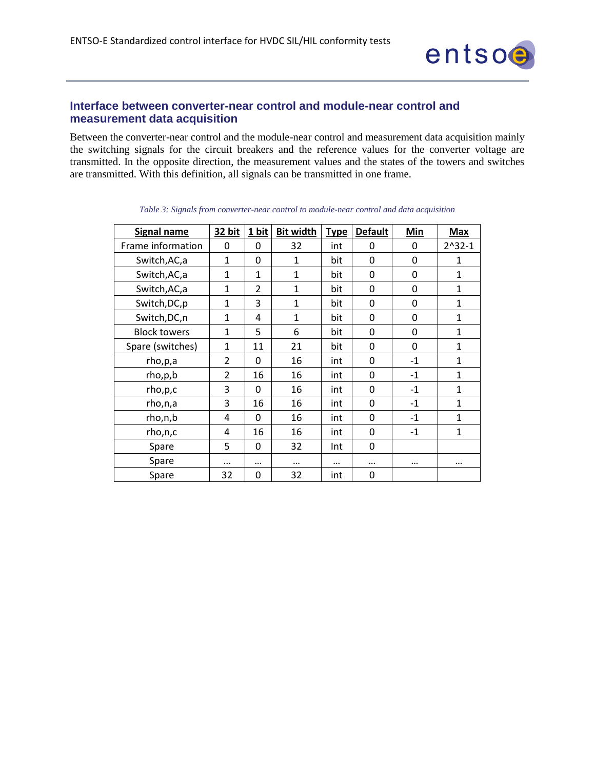## Interface between converter-near control and module-near control and measurement data acquisition

Between the converter-near control and the module-near control and measurement data acquisition mainly the switching signals for the circuit breakers and the reference values for the converter voltage are transmitted. In the opposite direction, the measurement values and the states of the towers and switches are transmitted. With this definition, all signals can be transmitted in one frame.

*Table 3: Signals from converter-near control to module-near control and data acquisition*

| Signal name | 32 bit | 1 bit | Bit width | Type | Default | Min | Max |
|---|---|---|---|---|---|---|---|
| Frame information | 0 | 0 | 32 | int | 0 | 0 | 2^32-1 |
| Switch,AC,a | 1 | 0 | 1 | bit | 0 | 0 | 1 |
| Switch,AC,a | 1 | 1 | 1 | bit | 0 | 0 | 1 |
| Switch,AC,a | 1 | 2 | 1 | bit | 0 | 0 | 1 |
| Switch,DC,p | 1 | 3 | 1 | bit | 0 | 0 | 1 |
| Switch,DC,n | 1 | 4 | 1 | bit | 0 | 0 | 1 |
| Block towers | 1 | 5 | 6 | bit | 0 | 0 | 1 |
| Spare (switches) | 1 | 11 | 21 | bit | 0 | 0 | 1 |
| rho,p,a | 2 | 0 | 16 | int | 0 | -1 | 1 |
| rho,p,b | 2 | 16 | 16 | int | 0 | -1 | 1 |
| rho,p,c | 3 | 0 | 16 | int | 0 | -1 | 1 |
| rho,n,a | 3 | 16 | 16 | int | 0 | -1 | 1 |
| rho,n,b | 4 | 0 | 16 | int | 0 | -1 | 1 |
| rho,n,c | 4 | 16 | 16 | int | 0 | -1 | 1 |
| Spare | 5 | 0 | 32 | Int | 0 | | |
| Spare | … | … | … | … | … | … | … |
| Spare | 32 | 0 | 32 | int | 0 | | |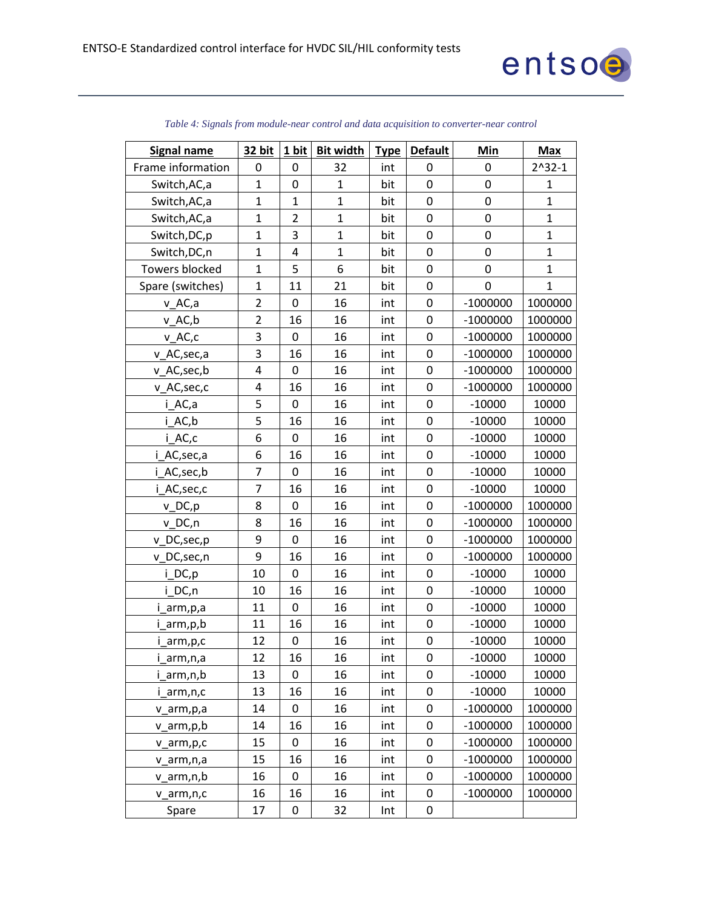*Table 4: Signals from module-near control and data acquisition to converter-near control*

| Signal name | 32 bit | 1 bit | Bit width | Type | Default | Min | Max |
|---|---|---|---|---|---|---|---|
| Frame information | 0 | 0 | 32 | int | 0 | 0 | 2^32-1 |
| Switch,AC,a | 1 | 0 | 1 | bit | 0 | 0 | 1 |
| Switch,AC,a | 1 | 1 | 1 | bit | 0 | 0 | 1 |
| Switch,AC,a | 1 | 2 | 1 | bit | 0 | 0 | 1 |
| Switch,DC,p | 1 | 3 | 1 | bit | 0 | 0 | 1 |
| Switch,DC,n | 1 | 4 | 1 | bit | 0 | 0 | 1 |
| Towers blocked | 1 | 5 | 6 | bit | 0 | 0 | 1 |
| Spare (switches) | 1 | 11 | 21 | bit | 0 | 0 | 1 |
| v_AC,a | 2 | 0 | 16 | int | 0 | -1000000 | 1000000 |
| v_AC,b | 2 | 16 | 16 | int | 0 | -1000000 | 1000000 |
| v_AC,c | 3 | 0 | 16 | int | 0 | -1000000 | 1000000 |
| v_AC,sec,a | 3 | 16 | 16 | int | 0 | -1000000 | 1000000 |
| v_AC,sec,b | 4 | 0 | 16 | int | 0 | -1000000 | 1000000 |
| v_AC,sec,c | 4 | 16 | 16 | int | 0 | -1000000 | 1000000 |
| i_AC,a | 5 | 0 | 16 | int | 0 | -10000 | 10000 |
| i_AC,b | 5 | 16 | 16 | int | 0 | -10000 | 10000 |
| i_AC,c | 6 | 0 | 16 | int | 0 | -10000 | 10000 |
| i_AC,sec,a | 6 | 16 | 16 | int | 0 | -10000 | 10000 |
| i_AC,sec,b | 7 | 0 | 16 | int | 0 | -10000 | 10000 |
| i_AC,sec,c | 7 | 16 | 16 | int | 0 | -10000 | 10000 |
| v_DC,p | 8 | 0 | 16 | int | 0 | -1000000 | 1000000 |
| v_DC,n | 8 | 16 | 16 | int | 0 | -1000000 | 1000000 |
| v_DC,sec,p | 9 | 0 | 16 | int | 0 | -1000000 | 1000000 |
| v_DC,sec,n | 9 | 16 | 16 | int | 0 | -1000000 | 1000000 |
| i_DC,p | 10 | 0 | 16 | int | 0 | -10000 | 10000 |
| i_DC,n | 10 | 16 | 16 | int | 0 | -10000 | 10000 |
| i_arm,p,a | 11 | 0 | 16 | int | 0 | -10000 | 10000 |
| i_arm,p,b | 11 | 16 | 16 | int | 0 | -10000 | 10000 |
| i_arm,p,c | 12 | 0 | 16 | int | 0 | -10000 | 10000 |
| i_arm,n,a | 12 | 16 | 16 | int | 0 | -10000 | 10000 |
| i_arm,n,b | 13 | 0 | 16 | int | 0 | -10000 | 10000 |
| i_arm,n,c | 13 | 16 | 16 | int | 0 | -10000 | 10000 |
| v_arm,p,a | 14 | 0 | 16 | int | 0 | -1000000 | 1000000 |
| v_arm,p,b | 14 | 16 | 16 | int | 0 | -1000000 | 1000000 |
| v_arm,p,c | 15 | 0 | 16 | int | 0 | -1000000 | 1000000 |
| v_arm,n,a | 15 | 16 | 16 | int | 0 | -1000000 | 1000000 |
| v_arm,n,b | 16 | 0 | 16 | int | 0 | -1000000 | 1000000 |
| v_arm,n,c | 16 | 16 | 16 | int | 0 | -1000000 | 1000000 |
| Spare | 17 | 0 | 32 | Int | 0 | | |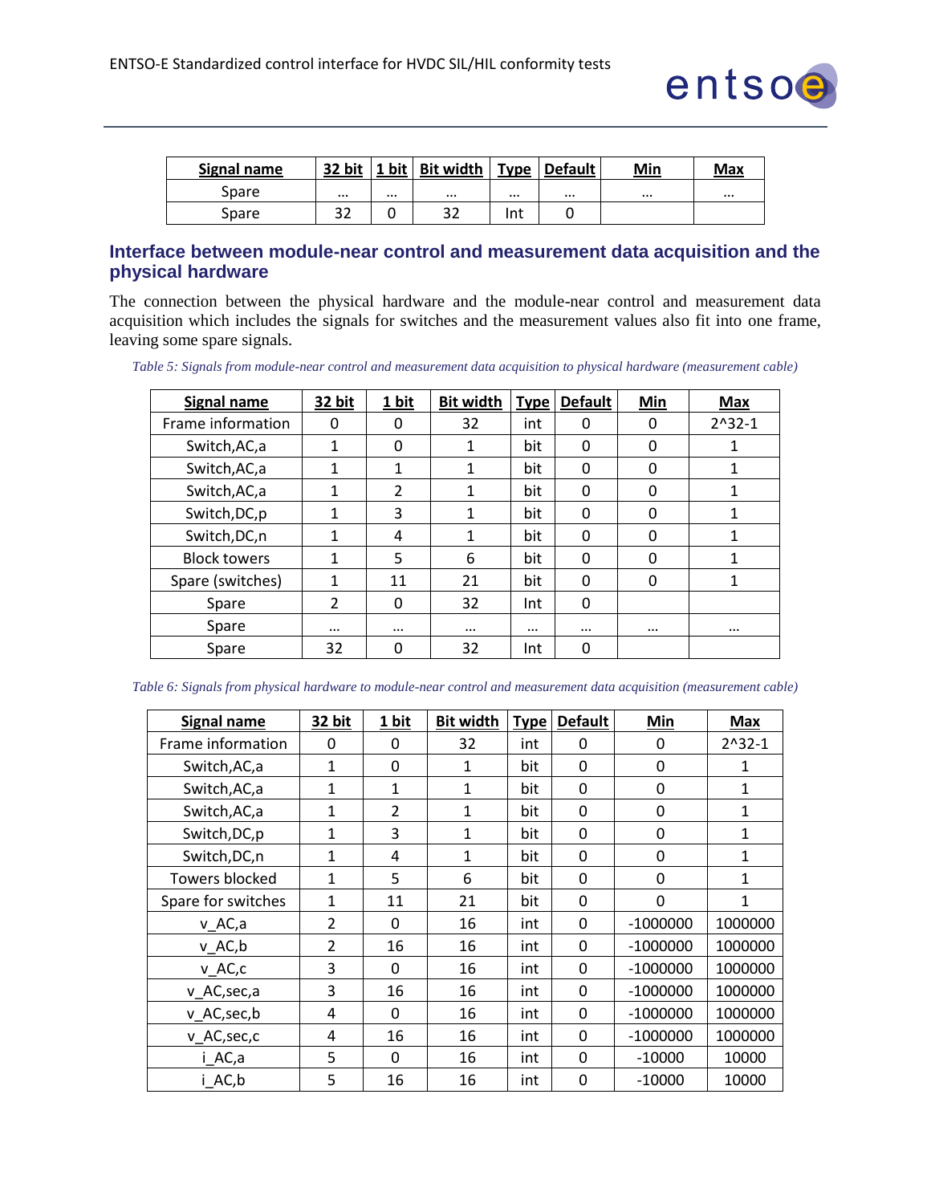| Signal name | 32 bit | 1 bit | Bit width | Type | Default | Min | Max |
|---|---|---|---|---|---|---|---|
| Spare | … | … | … | … | … | … | … |
| Spare | 32 | 0 | 32 | Int | 0 | | |

### Interface between module-near control and measurement data acquisition and the physical hardware

The connection between the physical hardware and the module-near control and measurement data acquisition which includes the signals for switches and the measurement values also fit into one frame, leaving some spare signals.

*Table 5: Signals from module-near control and measurement data acquisition to physical hardware (measurement cable)*

| Signal name | 32 bit | 1 bit | Bit width | Type | Default | Min | Max |
|---|---|---|---|---|---|---|---|
| Frame information | 0 | 0 | 32 | int | 0 | 0 | 2^32-1 |
| Switch,AC,a | 1 | 0 | 1 | bit | 0 | 0 | 1 |
| Switch,AC,a | 1 | 1 | 1 | bit | 0 | 0 | 1 |
| Switch,AC,a | 1 | 2 | 1 | bit | 0 | 0 | 1 |
| Switch,DC,p | 1 | 3 | 1 | bit | 0 | 0 | 1 |
| Switch,DC,n | 1 | 4 | 1 | bit | 0 | 0 | 1 |
| Block towers | 1 | 5 | 6 | bit | 0 | 0 | 1 |
| Spare (switches) | 1 | 11 | 21 | bit | 0 | 0 | 1 |
| Spare | 2 | 0 | 32 | Int | 0 | | |
| Spare | … | … | … | … | … | … | … |
| Spare | 32 | 0 | 32 | Int | 0 | | |

*Table 6: Signals from physical hardware to module-near control and measurement data acquisition (measurement cable)*

| Signal name | 32 bit | 1 bit | Bit width | Type | Default | Min | Max |
|---|---|---|---|---|---|---|---|
| Frame information | 0 | 0 | 32 | int | 0 | 0 | 2^32-1 |
| Switch,AC,a | 1 | 0 | 1 | bit | 0 | 0 | 1 |
| Switch,AC,a | 1 | 1 | 1 | bit | 0 | 0 | 1 |
| Switch,AC,a | 1 | 2 | 1 | bit | 0 | 0 | 1 |
| Switch,DC,p | 1 | 3 | 1 | bit | 0 | 0 | 1 |
| Switch,DC,n | 1 | 4 | 1 | bit | 0 | 0 | 1 |
| Towers blocked | 1 | 5 | 6 | bit | 0 | 0 | 1 |
| Spare for switches | 1 | 11 | 21 | bit | 0 | 0 | 1 |
| v_AC,a | 2 | 0 | 16 | int | 0 | -1000000 | 1000000 |
| v_AC,b | 2 | 16 | 16 | int | 0 | -1000000 | 1000000 |
| v_AC,c | 3 | 0 | 16 | int | 0 | -1000000 | 1000000 |
| v_AC,sec,a | 3 | 16 | 16 | int | 0 | -1000000 | 1000000 |
| v_AC,sec,b | 4 | 0 | 16 | int | 0 | -1000000 | 1000000 |
| v_AC,sec,c | 4 | 16 | 16 | int | 0 | -1000000 | 1000000 |
| i_AC,a | 5 | 0 | 16 | int | 0 | -10000 | 10000 |
| i_AC,b | 5 | 16 | 16 | int | 0 | -10000 | 10000 |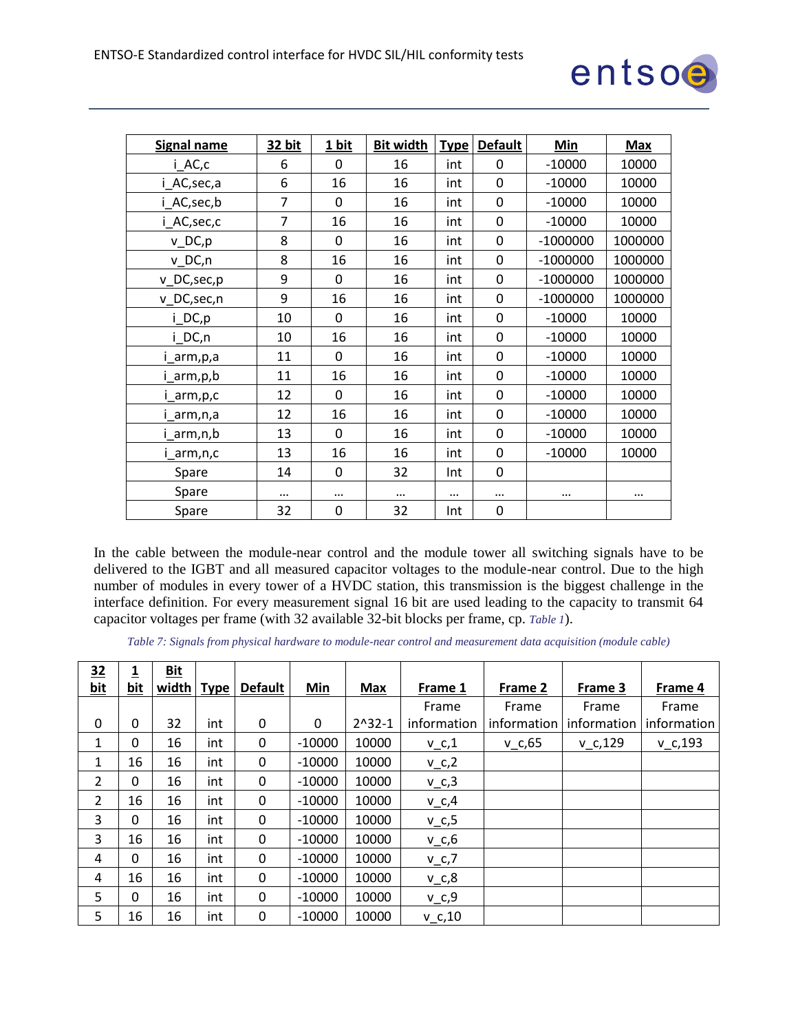| Signal name | 32 bit | 1 bit | Bit width | Type | Default | Min | Max |
|---|---|---|---|---|---|---|---|
| i_AC,c | 6 | 0 | 16 | int | 0 | -10000 | 10000 |
| i_AC,sec,a | 6 | 16 | 16 | int | 0 | -10000 | 10000 |
| i_AC,sec,b | 7 | 0 | 16 | int | 0 | -10000 | 10000 |
| i_AC,sec,c | 7 | 16 | 16 | int | 0 | -10000 | 10000 |
| v_DC,p | 8 | 0 | 16 | int | 0 | -1000000 | 1000000 |
| v_DC,n | 8 | 16 | 16 | int | 0 | -1000000 | 1000000 |
| v_DC,sec,p | 9 | 0 | 16 | int | 0 | -1000000 | 1000000 |
| v_DC,sec,n | 9 | 16 | 16 | int | 0 | -1000000 | 1000000 |
| i_DC,p | 10 | 0 | 16 | int | 0 | -10000 | 10000 |
| i_DC,n | 10 | 16 | 16 | int | 0 | -10000 | 10000 |
| i_arm,p,a | 11 | 0 | 16 | int | 0 | -10000 | 10000 |
| i_arm,p,b | 11 | 16 | 16 | int | 0 | -10000 | 10000 |
| i_arm,p,c | 12 | 0 | 16 | int | 0 | -10000 | 10000 |
| i_arm,n,a | 12 | 16 | 16 | int | 0 | -10000 | 10000 |
| i_arm,n,b | 13 | 0 | 16 | int | 0 | -10000 | 10000 |
| i_arm,n,c | 13 | 16 | 16 | int | 0 | -10000 | 10000 |
| Spare | 14 | 0 | 32 | Int | 0 | | |
| Spare | … | … | … | … | … | … | … |
| Spare | 32 | 0 | 32 | Int | 0 | | |

In the cable between the module-near control and the module tower all switching signals have to be delivered to the IGBT and all measured capacitor voltages to the module-near control. Due to the high number of modules in every tower of a HVDC station, this transmission is the biggest challenge in the interface definition. For every measurement signal 16 bit are used leading to the capacity to transmit 64 capacitor voltages per frame (with 32 available 32-bit blocks per frame, cp. *Table 1*).

*Table 7: Signals from physical hardware to module-near control and measurement data acquisition (module cable)*

| 32 bit | 1 bit | Bit width | Type | Default | Min | Max | Frame 1 | Frame 2 | Frame 3 | Frame 4 |
|---|---|---|---|---|---|---|---|---|---|---|
| 0 | 0 | 32 | int | 0 | 0 | 2^32-1 | Frame information | Frame information | Frame information | Frame information |
| 1 | 0 | 16 | int | 0 | -10000 | 10000 | v_c,1 | v_c,65 | v_c,129 | v_c,193 |
| 1 | 16 | 16 | int | 0 | -10000 | 10000 | v_c,2 | | | |
| 2 | 0 | 16 | int | 0 | -10000 | 10000 | v_c,3 | | | |
| 2 | 16 | 16 | int | 0 | -10000 | 10000 | v_c,4 | | | |
| 3 | 0 | 16 | int | 0 | -10000 | 10000 | v_c,5 | | | |
| 3 | 16 | 16 | int | 0 | -10000 | 10000 | v_c,6 | | | |
| 4 | 0 | 16 | int | 0 | -10000 | 10000 | v_c,7 | | | |
| 4 | 16 | 16 | int | 0 | -10000 | 10000 | v_c,8 | | | |
| 5 | 0 | 16 | int | 0 | -10000 | 10000 | v_c,9 | | | |
| 5 | 16 | 16 | int | 0 | -10000 | 10000 | v_c,10 | | | |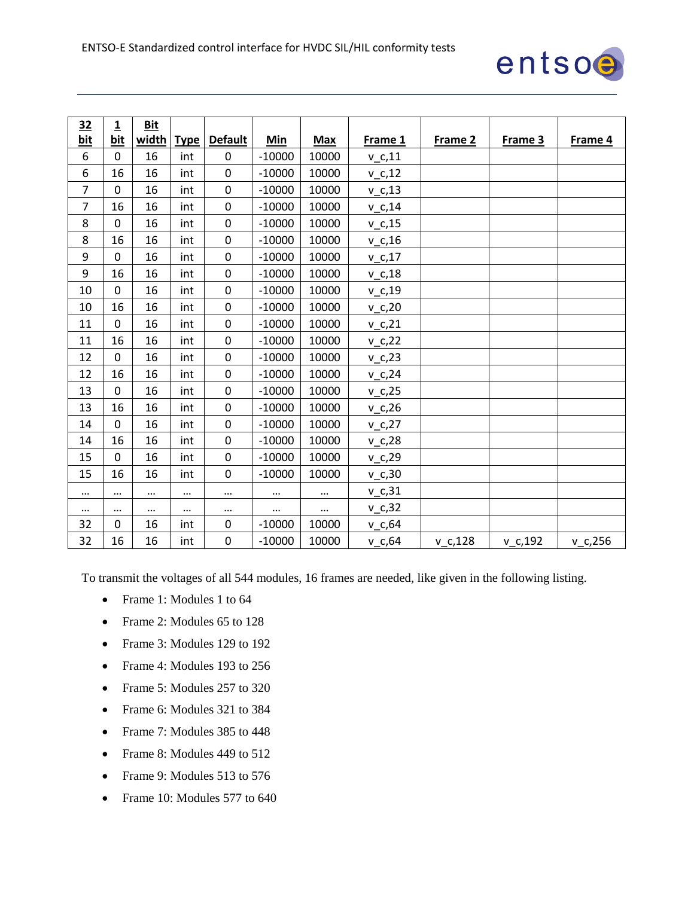| 32 bit | 1 bit | Bit width | Type | Default | Min | Max | Frame 1 | Frame 2 | Frame 3 | Frame 4 |
|---|---|---|---|---|---|---|---|---|---|---|
| 6 | 0 | 16 | int | 0 | -10000 | 10000 | v_c,11 | | | |
| 6 | 16 | 16 | int | 0 | -10000 | 10000 | v_c,12 | | | |
| 7 | 0 | 16 | int | 0 | -10000 | 10000 | v_c,13 | | | |
| 7 | 16 | 16 | int | 0 | -10000 | 10000 | v_c,14 | | | |
| 8 | 0 | 16 | int | 0 | -10000 | 10000 | v_c,15 | | | |
| 8 | 16 | 16 | int | 0 | -10000 | 10000 | v_c,16 | | | |
| 9 | 0 | 16 | int | 0 | -10000 | 10000 | v_c,17 | | | |
| 9 | 16 | 16 | int | 0 | -10000 | 10000 | v_c,18 | | | |
| 10 | 0 | 16 | int | 0 | -10000 | 10000 | v_c,19 | | | |
| 10 | 16 | 16 | int | 0 | -10000 | 10000 | v_c,20 | | | |
| 11 | 0 | 16 | int | 0 | -10000 | 10000 | v_c,21 | | | |
| 11 | 16 | 16 | int | 0 | -10000 | 10000 | v_c,22 | | | |
| 12 | 0 | 16 | int | 0 | -10000 | 10000 | v_c,23 | | | |
| 12 | 16 | 16 | int | 0 | -10000 | 10000 | v_c,24 | | | |
| 13 | 0 | 16 | int | 0 | -10000 | 10000 | v_c,25 | | | |
| 13 | 16 | 16 | int | 0 | -10000 | 10000 | v_c,26 | | | |
| 14 | 0 | 16 | int | 0 | -10000 | 10000 | v_c,27 | | | |
| 14 | 16 | 16 | int | 0 | -10000 | 10000 | v_c,28 | | | |
| 15 | 0 | 16 | int | 0 | -10000 | 10000 | v_c,29 | | | |
| 15 | 16 | 16 | int | 0 | -10000 | 10000 | v_c,30 | | | |
| … | … | … | … | … | … | … | v_c,31 | | | |
| … | … | … | … | … | … | … | v_c,32 | | | |
| 32 | 0 | 16 | int | 0 | -10000 | 10000 | v_c,64 | | | |
| 32 | 16 | 16 | int | 0 | -10000 | 10000 | v_c,64 | v_c,128 | v_c,192 | v_c,256 |

To transmit the voltages of all 544 modules, 16 frames are needed, like given in the following listing.

- Frame 1: Modules 1 to 64
- Frame 2: Modules 65 to 128
- Frame 3: Modules 129 to 192
- Frame 4: Modules 193 to 256
- Frame 5: Modules 257 to 320
- Frame 6: Modules 321 to 384
- Frame 7: Modules 385 to 448
- Frame 8: Modules 449 to 512
- Frame 9: Modules 513 to 576
- Frame 10: Modules 577 to 640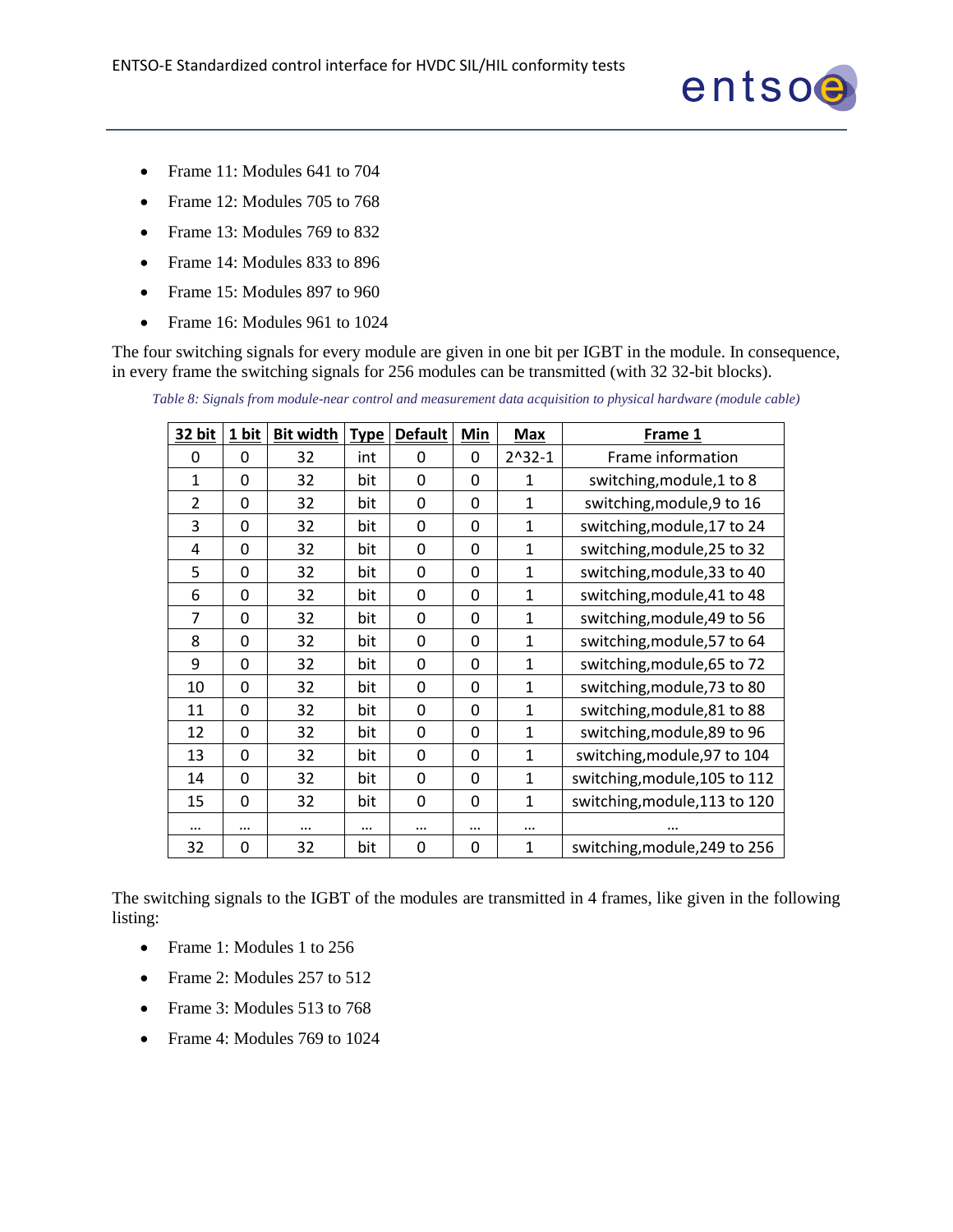- Frame 11: Modules 641 to 704
- Frame 12: Modules 705 to 768
- Frame 13: Modules 769 to 832
- Frame 14: Modules 833 to 896
- Frame 15: Modules 897 to 960
- Frame 16: Modules 961 to 1024

The four switching signals for every module are given in one bit per IGBT in the module. In consequence, in every frame the switching signals for 256 modules can be transmitted (with 32 32-bit blocks).

*Table 8: Signals from module-near control and measurement data acquisition to physical hardware (module cable)*

| 32 bit | 1 bit | Bit width | Type | Default | Min | Max | Frame 1 |
|---|---|---|---|---|---|---|---|
| 0 | 0 | 32 | int | 0 | 0 | 2^32-1 | Frame information |
| 1 | 0 | 32 | bit | 0 | 0 | 1 | switching,module,1 to 8 |
| 2 | 0 | 32 | bit | 0 | 0 | 1 | switching,module,9 to 16 |
| 3 | 0 | 32 | bit | 0 | 0 | 1 | switching,module,17 to 24 |
| 4 | 0 | 32 | bit | 0 | 0 | 1 | switching,module,25 to 32 |
| 5 | 0 | 32 | bit | 0 | 0 | 1 | switching,module,33 to 40 |
| 6 | 0 | 32 | bit | 0 | 0 | 1 | switching,module,41 to 48 |
| 7 | 0 | 32 | bit | 0 | 0 | 1 | switching,module,49 to 56 |
| 8 | 0 | 32 | bit | 0 | 0 | 1 | switching,module,57 to 64 |
| 9 | 0 | 32 | bit | 0 | 0 | 1 | switching,module,65 to 72 |
| 10 | 0 | 32 | bit | 0 | 0 | 1 | switching,module,73 to 80 |
| 11 | 0 | 32 | bit | 0 | 0 | 1 | switching,module,81 to 88 |
| 12 | 0 | 32 | bit | 0 | 0 | 1 | switching,module,89 to 96 |
| 13 | 0 | 32 | bit | 0 | 0 | 1 | switching,module,97 to 104 |
| 14 | 0 | 32 | bit | 0 | 0 | 1 | switching,module,105 to 112 |
| 15 | 0 | 32 | bit | 0 | 0 | 1 | switching,module,113 to 120 |
| … | … | … | … | … | … | … | … |
| 32 | 0 | 32 | bit | 0 | 0 | 1 | switching,module,249 to 256 |

The switching signals to the IGBT of the modules are transmitted in 4 frames, like given in the following listing:

- Frame 1: Modules 1 to 256
- Frame 2: Modules 257 to 512
- Frame 3: Modules 513 to 768
- Frame 4: Modules 769 to 1024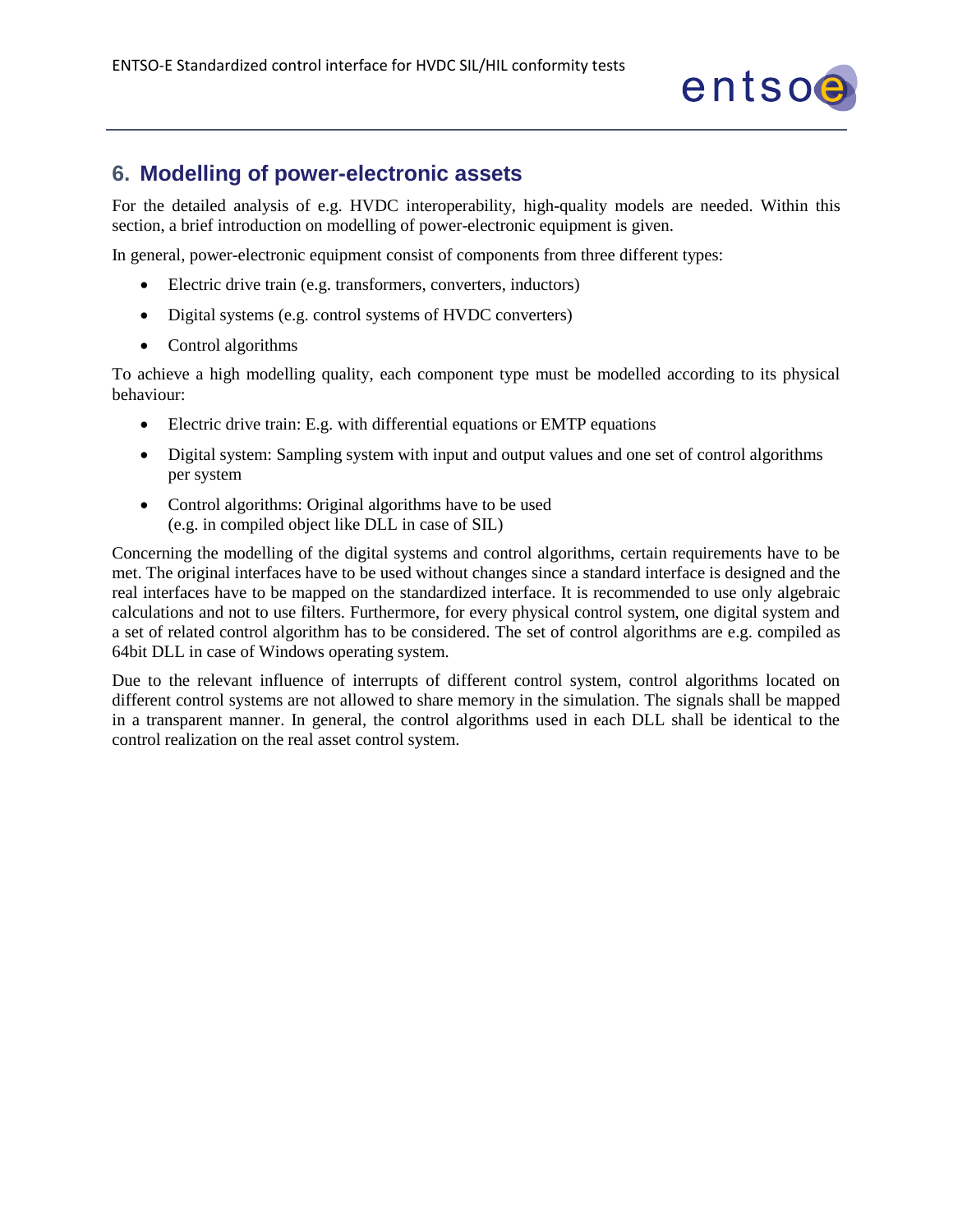# 6. Modelling of power-electronic assets

For the detailed analysis of e.g. HVDC interoperability, high-quality models are needed. Within this section, a brief introduction on modelling of power-electronic equipment is given.

In general, power-electronic equipment consist of components from three different types:

- Electric drive train (e.g. transformers, converters, inductors)
- Digital systems (e.g. control systems of HVDC converters)
- Control algorithms

To achieve a high modelling quality, each component type must be modelled according to its physical behaviour:

- Electric drive train: E.g. with differential equations or EMTP equations
- Digital system: Sampling system with input and output values and one set of control algorithms per system
- Control algorithms: Original algorithms have to be used
  (e.g. in compiled object like DLL in case of SIL)

Concerning the modelling of the digital systems and control algorithms, certain requirements have to be met. The original interfaces have to be used without changes since a standard interface is designed and the real interfaces have to be mapped on the standardized interface. It is recommended to use only algebraic calculations and not to use filters. Furthermore, for every physical control system, one digital system and a set of related control algorithm has to be considered. The set of control algorithms are e.g. compiled as 64bit DLL in case of Windows operating system.

Due to the relevant influence of interrupts of different control system, control algorithms located on different control systems are not allowed to share memory in the simulation. The signals shall be mapped in a transparent manner. In general, the control algorithms used in each DLL shall be identical to the control realization on the real asset control system.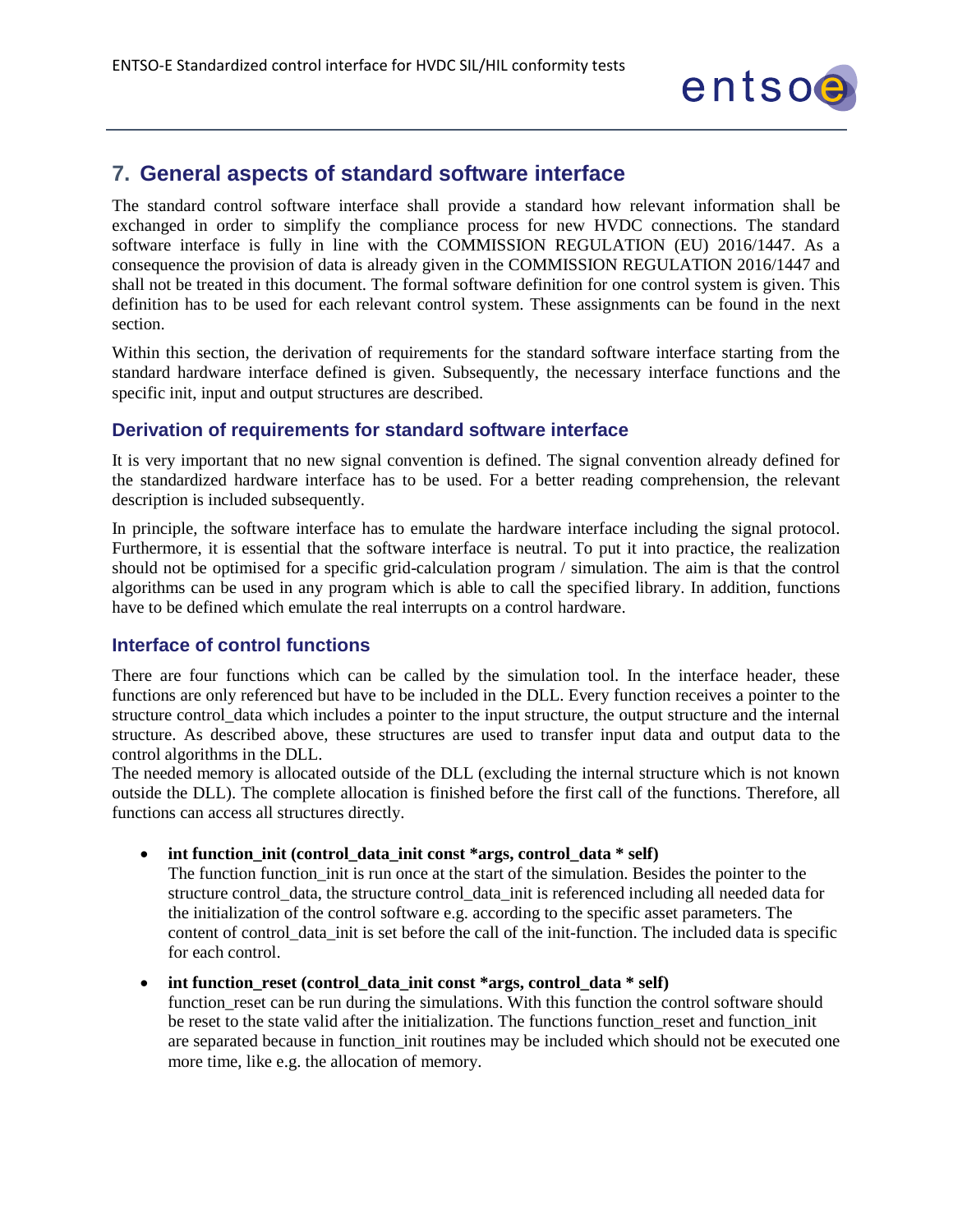# 7. General aspects of standard software interface

The standard control software interface shall provide a standard how relevant information shall be exchanged in order to simplify the compliance process for new HVDC connections. The standard software interface is fully in line with the COMMISSION REGULATION (EU) 2016/1447. As a consequence the provision of data is already given in the COMMISSION REGULATION 2016/1447 and shall not be treated in this document. The formal software definition for one control system is given. This definition has to be used for each relevant control system. These assignments can be found in the next section.

Within this section, the derivation of requirements for the standard software interface starting from the standard hardware interface defined is given. Subsequently, the necessary interface functions and the specific init, input and output structures are described.

## Derivation of requirements for standard software interface

It is very important that no new signal convention is defined. The signal convention already defined for the standardized hardware interface has to be used. For a better reading comprehension, the relevant description is included subsequently.

In principle, the software interface has to emulate the hardware interface including the signal protocol. Furthermore, it is essential that the software interface is neutral. To put it into practice, the realization should not be optimised for a specific grid-calculation program / simulation. The aim is that the control algorithms can be used in any program which is able to call the specified library. In addition, functions have to be defined which emulate the real interrupts on a control hardware.

## Interface of control functions

There are four functions which can be called by the simulation tool. In the interface header, these functions are only referenced but have to be included in the DLL. Every function receives a pointer to the structure control_data which includes a pointer to the input structure, the output structure and the internal structure. As described above, these structures are used to transfer input data and output data to the control algorithms in the DLL.
The needed memory is allocated outside of the DLL (excluding the internal structure which is not known outside the DLL). The complete allocation is finished before the first call of the functions. Therefore, all functions can access all structures directly.

- **int function_init (control_data_init const *args, control_data * self)**
  The function function_init is run once at the start of the simulation. Besides the pointer to the structure control_data, the structure control_data_init is referenced including all needed data for the initialization of the control software e.g. according to the specific asset parameters. The content of control_data_init is set before the call of the init-function. The included data is specific for each control.

- **int function_reset (control_data_init const *args, control_data * self)**
  function_reset can be run during the simulations. With this function the control software should be reset to the state valid after the initialization. The functions function_reset and function_init are separated because in function_init routines may be included which should not be executed one more time, like e.g. the allocation of memory.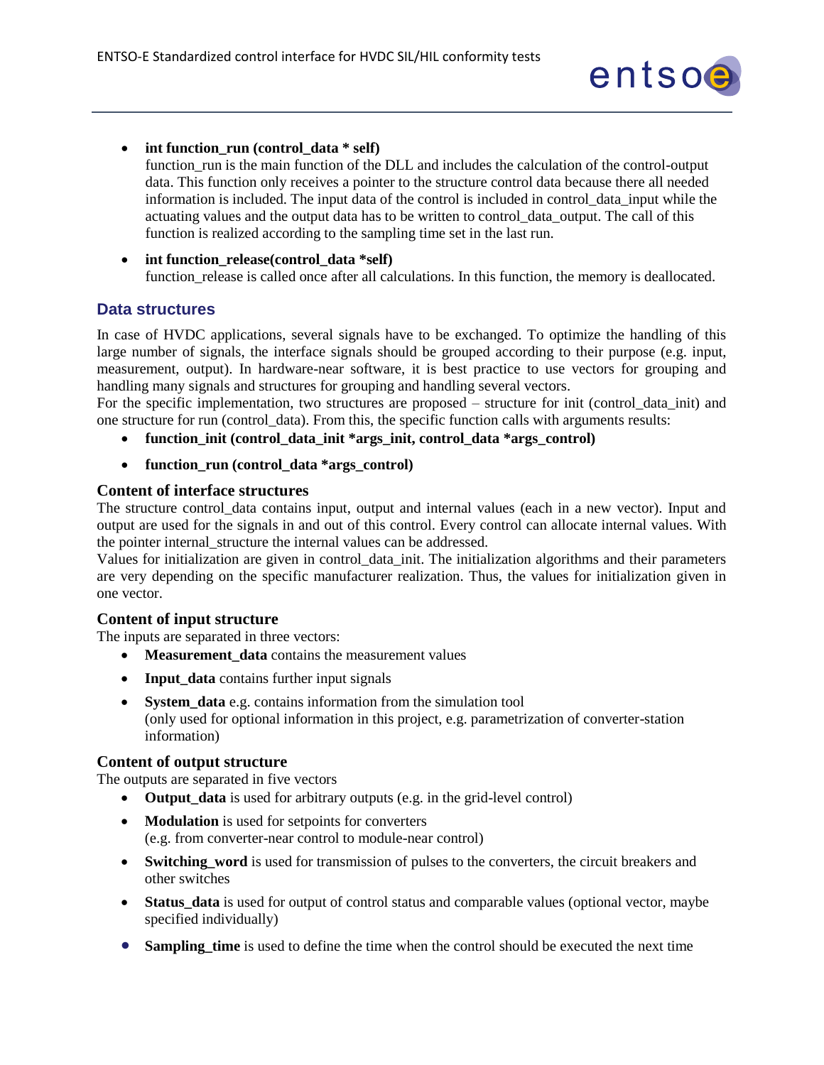- **int function_run (control_data * self)**
  function_run is the main function of the DLL and includes the calculation of the control-output data. This function only receives a pointer to the structure control data because there all needed information is included. The input data of the control is included in control_data_input while the actuating values and the output data has to be written to control_data_output. The call of this function is realized according to the sampling time set in the last run.

- **int function_release(control_data *self)**
  function_release is called once after all calculations. In this function, the memory is deallocated.

## Data structures

In case of HVDC applications, several signals have to be exchanged. To optimize the handling of this large number of signals, the interface signals should be grouped according to their purpose (e.g. input, measurement, output). In hardware-near software, it is best practice to use vectors for grouping and handling many signals and structures for grouping and handling several vectors.
For the specific implementation, two structures are proposed – structure for init (control_data_init) and one structure for run (control_data). From this, the specific function calls with arguments results:

- **function_init (control_data_init *args_init, control_data *args_control)**
- **function_run (control_data *args_control)**

### Content of interface structures

The structure control_data contains input, output and internal values (each in a new vector). Input and output are used for the signals in and out of this control. Every control can allocate internal values. With the pointer internal_structure the internal values can be addressed.
Values for initialization are given in control_data_init. The initialization algorithms and their parameters are very depending on the specific manufacturer realization. Thus, the values for initialization given in one vector.

### Content of input structure

The inputs are separated in three vectors:

- **Measurement_data** contains the measurement values
- **Input_data** contains further input signals
- **System_data** e.g. contains information from the simulation tool
  (only used for optional information in this project, e.g. parametrization of converter-station information)

### Content of output structure

The outputs are separated in five vectors

- **Output_data** is used for arbitrary outputs (e.g. in the grid-level control)
- **Modulation** is used for setpoints for converters
  (e.g. from converter-near control to module-near control)
- **Switching_word** is used for transmission of pulses to the converters, the circuit breakers and other switches
- **Status_data** is used for output of control status and comparable values (optional vector, maybe specified individually)
- **Sampling_time** is used to define the time when the control should be executed the next time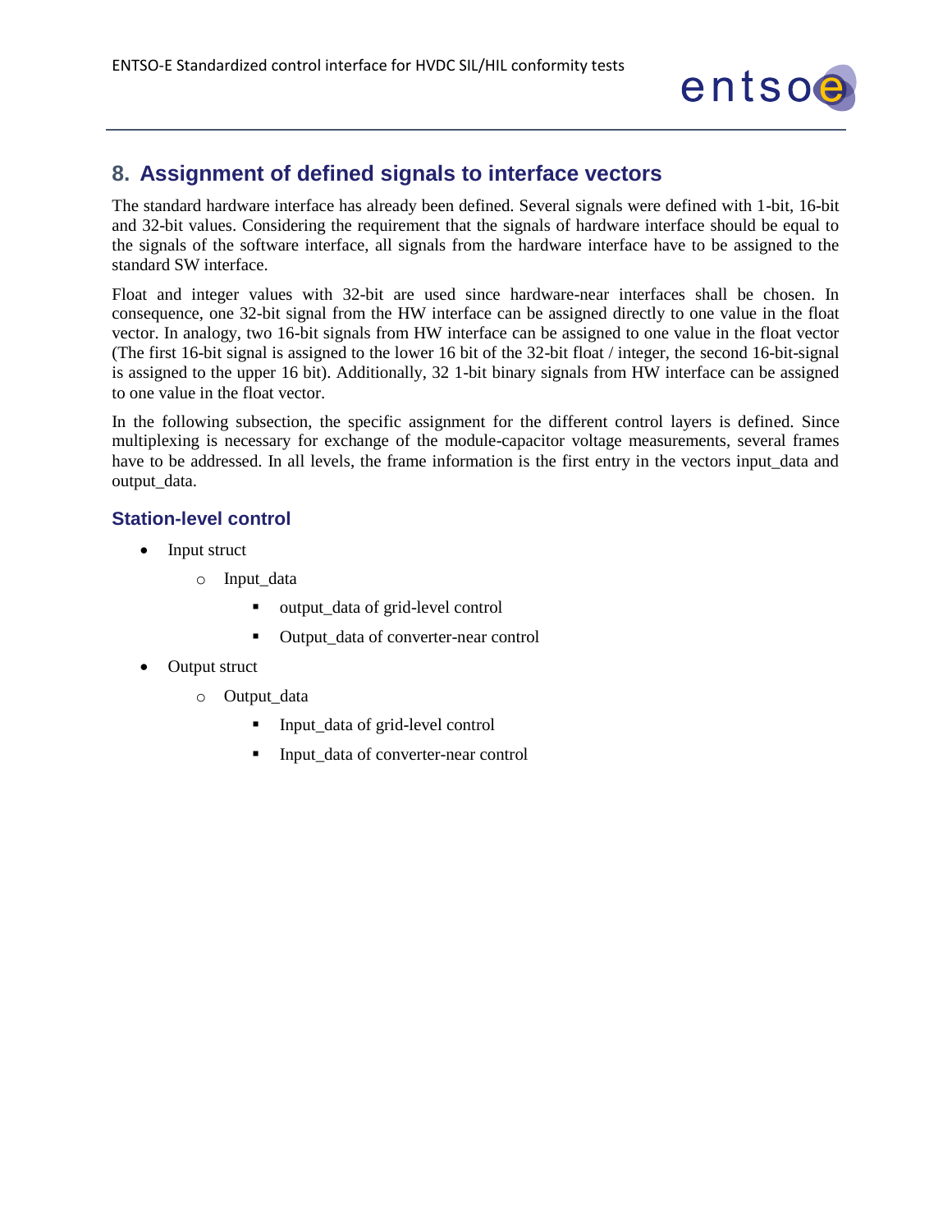## 8. Assignment of defined signals to interface vectors

The standard hardware interface has already been defined. Several signals were defined with 1-bit, 16-bit and 32-bit values. Considering the requirement that the signals of hardware interface should be equal to the signals of the software interface, all signals from the hardware interface have to be assigned to the standard SW interface.

Float and integer values with 32-bit are used since hardware-near interfaces shall be chosen. In consequence, one 32-bit signal from the HW interface can be assigned directly to one value in the float vector. In analogy, two 16-bit signals from HW interface can be assigned to one value in the float vector (The first 16-bit signal is assigned to the lower 16 bit of the 32-bit float / integer, the second 16-bit-signal is assigned to the upper 16 bit). Additionally, 32 1-bit binary signals from HW interface can be assigned to one value in the float vector.

In the following subsection, the specific assignment for the different control layers is defined. Since multiplexing is necessary for exchange of the module-capacitor voltage measurements, several frames have to be addressed. In all levels, the frame information is the first entry in the vectors input_data and output_data.

### Station-level control

- Input struct
  - Input_data
    - output_data of grid-level control
    - Output_data of converter-near control
- Output struct
  - Output_data
    - Input_data of grid-level control
    - Input_data of converter-near control